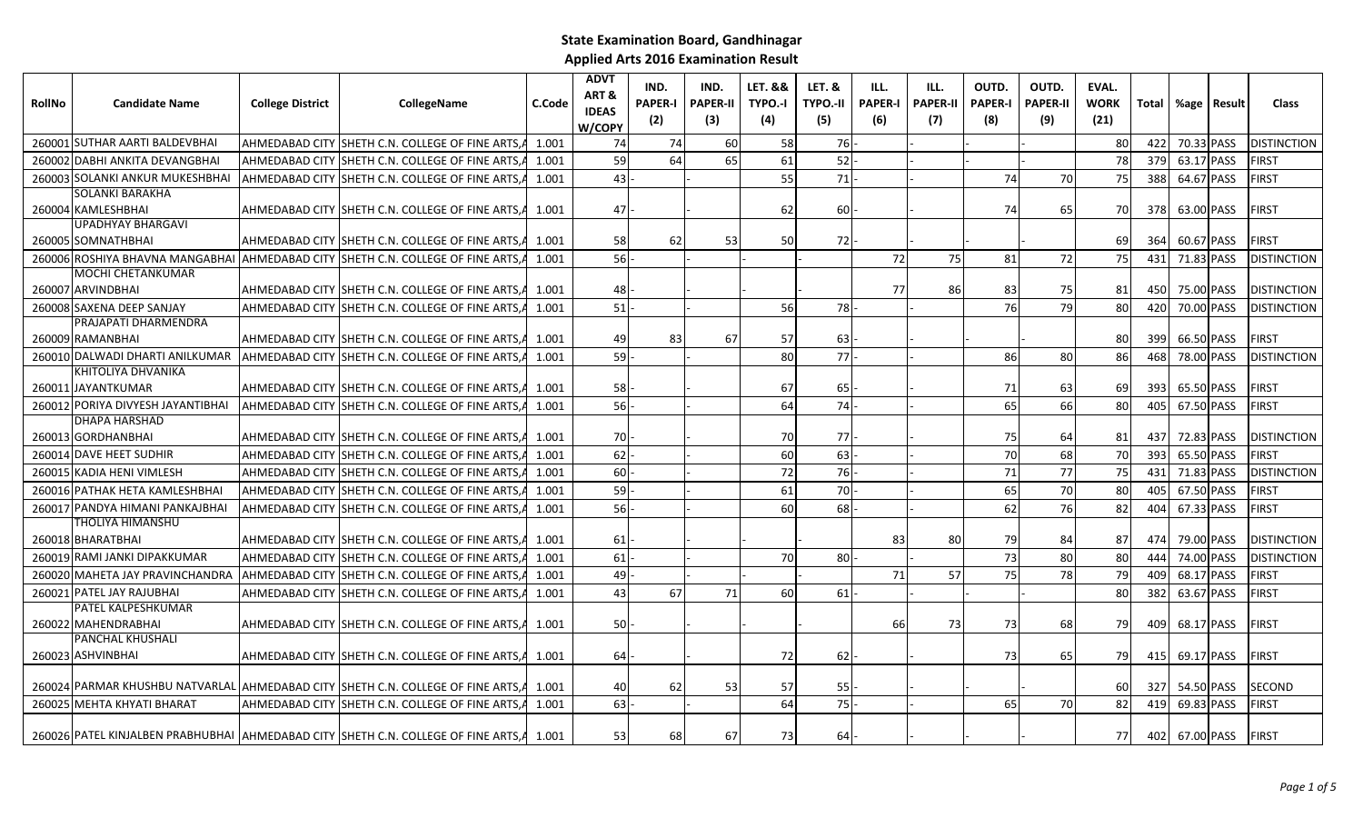# State Examination Board, Gandhinagar

## Applied Arts 2016 Examination Result

| RollNo | Candidate Name | College District | CollegeName | C.Code | ADVT ART & IDEAS W/COPY | IND. PAPER-I (2) | IND. PAPER-II (3) | LET. && TYPO.-I (4) | LET. & TYPO.-II (5) | ILL. PAPER-I (6) | ILL. PAPER-II (7) | OUTD. PAPER-I (8) | OUTD. PAPER-II (9) | EVAL. WORK (21) | Total | %age | Result | Class |
|---|---|---|---|---|---|---|---|---|---|---|---|---|---|---|---|---|---|---|
| 260001 | SUTHAR AARTI BALDEVBHAI | AHMEDABAD CITY | SHETH C.N. COLLEGE OF FINE ARTS,A | 1.001 | 74 | 74 | 60 | 58 | 76 | - | - | - | - | 80 | 422 | 70.33 | PASS | DISTINCTION |
| 260002 | DABHI ANKITA DEVANGBHAI | AHMEDABAD CITY | SHETH C.N. COLLEGE OF FINE ARTS,A | 1.001 | 59 | 64 | 65 | 61 | 52 | - | - | - | - | 78 | 379 | 63.17 | PASS | FIRST |
| 260003 | SOLANKI ANKUR MUKESHBHAI | AHMEDABAD CITY | SHETH C.N. COLLEGE OF FINE ARTS,A | 1.001 | 43 | - | - | 55 | 71 | - | - | 74 | 70 | 75 | 388 | 64.67 | PASS | FIRST |
| 260004 | SOLANKI BARAKHA KAMLESHBHAI | AHMEDABAD CITY | SHETH C.N. COLLEGE OF FINE ARTS,A | 1.001 | 47 | - | - | 62 | 60 | - | - | 74 | 65 | 70 | 378 | 63.00 | PASS | FIRST |
| 260005 | UPADHYAY BHARGAVI SOMNATHBHAI | AHMEDABAD CITY | SHETH C.N. COLLEGE OF FINE ARTS,A | 1.001 | 58 | 62 | 53 | 50 | 72 | - | - | - | - | 69 | 364 | 60.67 | PASS | FIRST |
| 260006 | ROSHIYA BHAVNA MANGABHAI | AHMEDABAD CITY | SHETH C.N. COLLEGE OF FINE ARTS,A | 1.001 | 56 | - | - | - | - | 72 | 75 | 81 | 72 | 75 | 431 | 71.83 | PASS | DISTINCTION |
| 260007 | MOCHI CHETANKUMAR ARVINDBHAI | AHMEDABAD CITY | SHETH C.N. COLLEGE OF FINE ARTS,A | 1.001 | 48 | - | - | - | - | 77 | 86 | 83 | 75 | 81 | 450 | 75.00 | PASS | DISTINCTION |
| 260008 | SAXENA DEEP SANJAY | AHMEDABAD CITY | SHETH C.N. COLLEGE OF FINE ARTS,A | 1.001 | 51 | - | - | 56 | 78 | - | - | 76 | 79 | 80 | 420 | 70.00 | PASS | DISTINCTION |
| 260009 | PRAJAPATI DHARMENDRA RAMANBHAI | AHMEDABAD CITY | SHETH C.N. COLLEGE OF FINE ARTS,A | 1.001 | 49 | 83 | 67 | 57 | 63 | - | - | - | - | 80 | 399 | 66.50 | PASS | FIRST |
| 260010 | DALWADI DHARTI ANILKUMAR | AHMEDABAD CITY | SHETH C.N. COLLEGE OF FINE ARTS,A | 1.001 | 59 | - | - | 80 | 77 | - | - | 86 | 80 | 86 | 468 | 78.00 | PASS | DISTINCTION |
| 260011 | KHITOLIYA DHVANIKA JAYANTKUMAR | AHMEDABAD CITY | SHETH C.N. COLLEGE OF FINE ARTS,A | 1.001 | 58 | - | - | 67 | 65 | - | - | 71 | 63 | 69 | 393 | 65.50 | PASS | FIRST |
| 260012 | PORIYA DIVYESH JAYANTIBHAI | AHMEDABAD CITY | SHETH C.N. COLLEGE OF FINE ARTS,A | 1.001 | 56 | - | - | 64 | 74 | - | - | 65 | 66 | 80 | 405 | 67.50 | PASS | FIRST |
| 260013 | DHAPA HARSHAD GORDHANBHAI | AHMEDABAD CITY | SHETH C.N. COLLEGE OF FINE ARTS,A | 1.001 | 70 | - | - | 70 | 77 | - | - | 75 | 64 | 81 | 437 | 72.83 | PASS | DISTINCTION |
| 260014 | DAVE HEET SUDHIR | AHMEDABAD CITY | SHETH C.N. COLLEGE OF FINE ARTS,A | 1.001 | 62 | - | - | 60 | 63 | - | - | 70 | 68 | 70 | 393 | 65.50 | PASS | FIRST |
| 260015 | KADIA HENI VIMLESH | AHMEDABAD CITY | SHETH C.N. COLLEGE OF FINE ARTS,A | 1.001 | 60 | - | - | 72 | 76 | - | - | 71 | 77 | 75 | 431 | 71.83 | PASS | DISTINCTION |
| 260016 | PATHAK HETA KAMLESHBHAI | AHMEDABAD CITY | SHETH C.N. COLLEGE OF FINE ARTS,A | 1.001 | 59 | - | - | 61 | 70 | - | - | 65 | 70 | 80 | 405 | 67.50 | PASS | FIRST |
| 260017 | PANDYA HIMANI PANKAJBHAI | AHMEDABAD CITY | SHETH C.N. COLLEGE OF FINE ARTS,A | 1.001 | 56 | - | - | 60 | 68 | - | - | 62 | 76 | 82 | 404 | 67.33 | PASS | FIRST |
| 260018 | THOLIYA HIMANSHU BHARATBHAI | AHMEDABAD CITY | SHETH C.N. COLLEGE OF FINE ARTS,A | 1.001 | 61 | - | - | - | - | 83 | 80 | 79 | 84 | 87 | 474 | 79.00 | PASS | DISTINCTION |
| 260019 | RAMI JANKI DIPAKKUMAR | AHMEDABAD CITY | SHETH C.N. COLLEGE OF FINE ARTS,A | 1.001 | 61 | - | - | 70 | 80 | - | - | 73 | 80 | 80 | 444 | 74.00 | PASS | DISTINCTION |
| 260020 | MAHETA JAY PRAVINCHANDRA | AHMEDABAD CITY | SHETH C.N. COLLEGE OF FINE ARTS,A | 1.001 | 49 | - | - | - | - | 71 | 57 | 75 | 78 | 79 | 409 | 68.17 | PASS | FIRST |
| 260021 | PATEL JAY RAJUBHAI | AHMEDABAD CITY | SHETH C.N. COLLEGE OF FINE ARTS,A | 1.001 | 43 | 67 | 71 | 60 | 61 | - | - | - | - | 80 | 382 | 63.67 | PASS | FIRST |
| 260022 | PATEL KALPESHKUMAR MAHENDRABHAI | AHMEDABAD CITY | SHETH C.N. COLLEGE OF FINE ARTS,A | 1.001 | 50 | - | - | - | - | 66 | 73 | 73 | 68 | 79 | 409 | 68.17 | PASS | FIRST |
| 260023 | PANCHAL KHUSHALI ASHVINBHAI | AHMEDABAD CITY | SHETH C.N. COLLEGE OF FINE ARTS,A | 1.001 | 64 | - | - | 72 | 62 | - | - | 73 | 65 | 79 | 415 | 69.17 | PASS | FIRST |
| 260024 | PARMAR KHUSHBU NATVARLAL | AHMEDABAD CITY | SHETH C.N. COLLEGE OF FINE ARTS,A | 1.001 | 40 | 62 | 53 | 57 | 55 | - | - | - | - | 60 | 327 | 54.50 | PASS | SECOND |
| 260025 | MEHTA KHYATI BHARAT | AHMEDABAD CITY | SHETH C.N. COLLEGE OF FINE ARTS,A | 1.001 | 63 | - | - | 64 | 75 | - | - | 65 | 70 | 82 | 419 | 69.83 | PASS | FIRST |
| 260026 | PATEL KINJALBEN PRABHUBHAI | AHMEDABAD CITY | SHETH C.N. COLLEGE OF FINE ARTS,A | 1.001 | 53 | 68 | 67 | 73 | 64 | - | - | - | - | 77 | 402 | 67.00 | PASS | FIRST |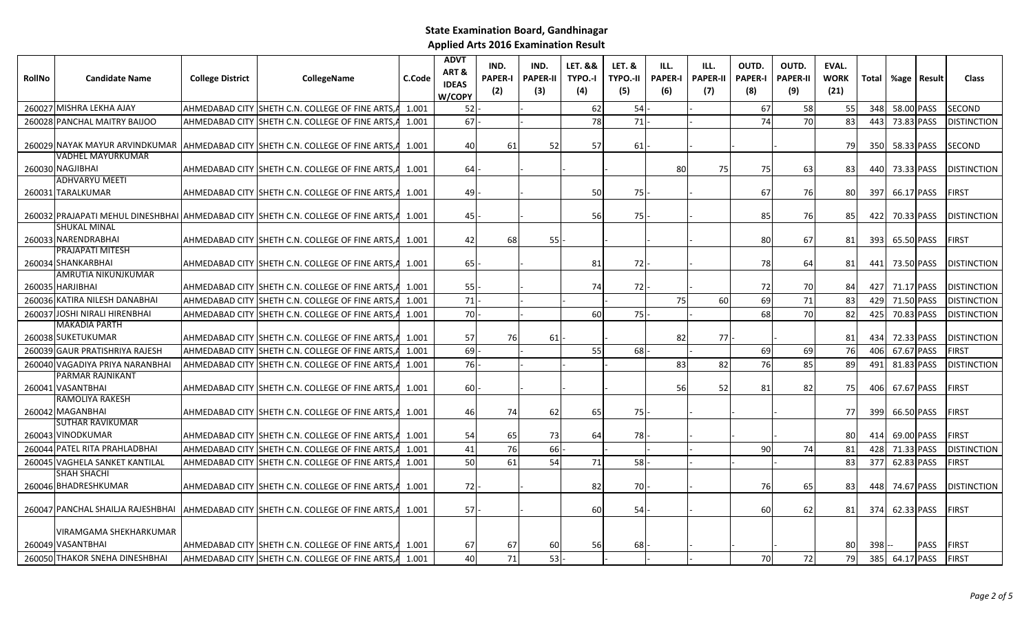# State Examination Board, Gandhinagar

## Applied Arts 2016 Examination Result

| RollNo | Candidate Name | College District | CollegeName | C.Code | ADVT ART & IDEAS W/COPY | IND. PAPER-I (2) | IND. PAPER-II (3) | LET. && TYPO.-I (4) | LET. & TYPO.-II (5) | ILL. PAPER-I (6) | ILL. PAPER-II (7) | OUTD. PAPER-I (8) | OUTD. PAPER-II (9) | EVAL. WORK (21) | Total | %age | Result | Class |
|---|---|---|---|---|---|---|---|---|---|---|---|---|---|---|---|---|---|---|
| 260027 | MISHRA LEKHA AJAY | AHMEDABAD CITY | SHETH C.N. COLLEGE OF FINE ARTS,A | 1.001 | 52 | - | - | 62 | 54 | | | 67 | 58 | 55 | 348 | 58.00 | PASS | SECOND |
| 260028 | PANCHAL MAITRY BAIJOO | AHMEDABAD CITY | SHETH C.N. COLLEGE OF FINE ARTS,A | 1.001 | 67 | - | - | 78 | 71 | - | - | 74 | 70 | 83 | 443 | 73.83 | PASS | DISTINCTION |
| 260029 | NAYAK MAYUR ARVINDKUMAR | AHMEDABAD CITY | SHETH C.N. COLLEGE OF FINE ARTS,A | 1.001 | 40 | 61 | 52 | 57 | 61 | - | - | - | - | 79 | 350 | 58.33 | PASS | SECOND |
| 260030 | VADHEL MAYURKUMAR NAGJIBHAI | AHMEDABAD CITY | SHETH C.N. COLLEGE OF FINE ARTS,A | 1.001 | 64 | - | - | - | - | 80 | 75 | 75 | 63 | 83 | 440 | 73.33 | PASS | DISTINCTION |
| 260031 | ADHVARYU MEETI TARALKUMAR | AHMEDABAD CITY | SHETH C.N. COLLEGE OF FINE ARTS,A | 1.001 | 49 | - | - | 50 | 75 | - | - | 67 | 76 | 80 | 397 | 66.17 | PASS | FIRST |
| 260032 | PRAJAPATI MEHUL DINESHBHAI | AHMEDABAD CITY | SHETH C.N. COLLEGE OF FINE ARTS,A | 1.001 | 45 | - | - | 56 | 75 | - | - | 85 | 76 | 85 | 422 | 70.33 | PASS | DISTINCTION |
| 260033 | SHUKAL MINAL NARENDRABHAI | AHMEDABAD CITY | SHETH C.N. COLLEGE OF FINE ARTS,A | 1.001 | 42 | 68 | 55 | - | - | - | - | 80 | 67 | 81 | 393 | 65.50 | PASS | FIRST |
| 260034 | PRAJAPATI MITESH SHANKARBHAI | AHMEDABAD CITY | SHETH C.N. COLLEGE OF FINE ARTS,A | 1.001 | 65 | - | - | 81 | 72 | - | - | 78 | 64 | 81 | 441 | 73.50 | PASS | DISTINCTION |
| 260035 | AMRUTIA NIKUNJKUMAR HARJIBHAI | AHMEDABAD CITY | SHETH C.N. COLLEGE OF FINE ARTS,A | 1.001 | 55 | - | - | 74 | 72 | - | - | 72 | 70 | 84 | 427 | 71.17 | PASS | DISTINCTION |
| 260036 | KATIRA NILESH DANABHAI | AHMEDABAD CITY | SHETH C.N. COLLEGE OF FINE ARTS,A | 1.001 | 71 | - | - | - | - | 75 | 60 | 69 | 71 | 83 | 429 | 71.50 | PASS | DISTINCTION |
| 260037 | JOSHI NIRALI HIRENBHAI | AHMEDABAD CITY | SHETH C.N. COLLEGE OF FINE ARTS,A | 1.001 | 70 | - | - | 60 | 75 | - | - | 68 | 70 | 82 | 425 | 70.83 | PASS | DISTINCTION |
| 260038 | MAKADIA PARTH SUKETUKUMAR | AHMEDABAD CITY | SHETH C.N. COLLEGE OF FINE ARTS,A | 1.001 | 57 | 76 | 61 | - | - | 82 | 77 | - | - | 81 | 434 | 72.33 | PASS | DISTINCTION |
| 260039 | GAUR PRATISHRIYA RAJESH | AHMEDABAD CITY | SHETH C.N. COLLEGE OF FINE ARTS,A | 1.001 | 69 | - | - | 55 | 68 | - | - | 69 | 69 | 76 | 406 | 67.67 | PASS | FIRST |
| 260040 | VAGADIYA PRIYA NARANBHAI | AHMEDABAD CITY | SHETH C.N. COLLEGE OF FINE ARTS,A | 1.001 | 76 | - | - | - | - | 83 | 82 | 76 | 85 | 89 | 491 | 81.83 | PASS | DISTINCTION |
| 260041 | PARMAR RAJNIKANT VASANTBHAI | AHMEDABAD CITY | SHETH C.N. COLLEGE OF FINE ARTS,A | 1.001 | 60 | - | - | - | - | 56 | 52 | 81 | 82 | 75 | 406 | 67.67 | PASS | FIRST |
| 260042 | RAMOLIYA RAKESH MAGANBHAI | AHMEDABAD CITY | SHETH C.N. COLLEGE OF FINE ARTS,A | 1.001 | 46 | 74 | 62 | 65 | 75 | - | - | - | - | 77 | 399 | 66.50 | PASS | FIRST |
| 260043 | SUTHAR RAVIKUMAR VINODKUMAR | AHMEDABAD CITY | SHETH C.N. COLLEGE OF FINE ARTS,A | 1.001 | 54 | 65 | 73 | 64 | 78 | - | - | - | - | 80 | 414 | 69.00 | PASS | FIRST |
| 260044 | PATEL RITA PRAHLADBHAI | AHMEDABAD CITY | SHETH C.N. COLLEGE OF FINE ARTS,A | 1.001 | 41 | 76 | 66 | - | - | - | - | 90 | 74 | 81 | 428 | 71.33 | PASS | DISTINCTION |
| 260045 | VAGHELA SANKET KANTILAL | AHMEDABAD CITY | SHETH C.N. COLLEGE OF FINE ARTS,A | 1.001 | 50 | 61 | 54 | 71 | 58 | - | - | - | - | 83 | 377 | 62.83 | PASS | FIRST |
| 260046 | SHAH SHACHI BHADRESHKUMAR | AHMEDABAD CITY | SHETH C.N. COLLEGE OF FINE ARTS,A | 1.001 | 72 | - | - | 82 | 70 | - | - | 76 | 65 | 83 | 448 | 74.67 | PASS | DISTINCTION |
| 260047 | PANCHAL SHAILJA RAJESHBHAI | AHMEDABAD CITY | SHETH C.N. COLLEGE OF FINE ARTS,A | 1.001 | 57 | - | - | 60 | 54 | - | - | 60 | 62 | 81 | 374 | 62.33 | PASS | FIRST |
| 260049 | VIRAMGAMA SHEKHARKUMAR VASANTBHAI | AHMEDABAD CITY | SHETH C.N. COLLEGE OF FINE ARTS,A | 1.001 | 67 | 67 | 60 | 56 | 68 | - | - | - | - | 80 | 398 | -- | PASS | FIRST |
| 260050 | THAKOR SNEHA DINESHBHAI | AHMEDABAD CITY | SHETH C.N. COLLEGE OF FINE ARTS,A | 1.001 | 40 | 71 | 53 | - | - | - | - | 70 | 72 | 79 | 385 | 64.17 | PASS | FIRST |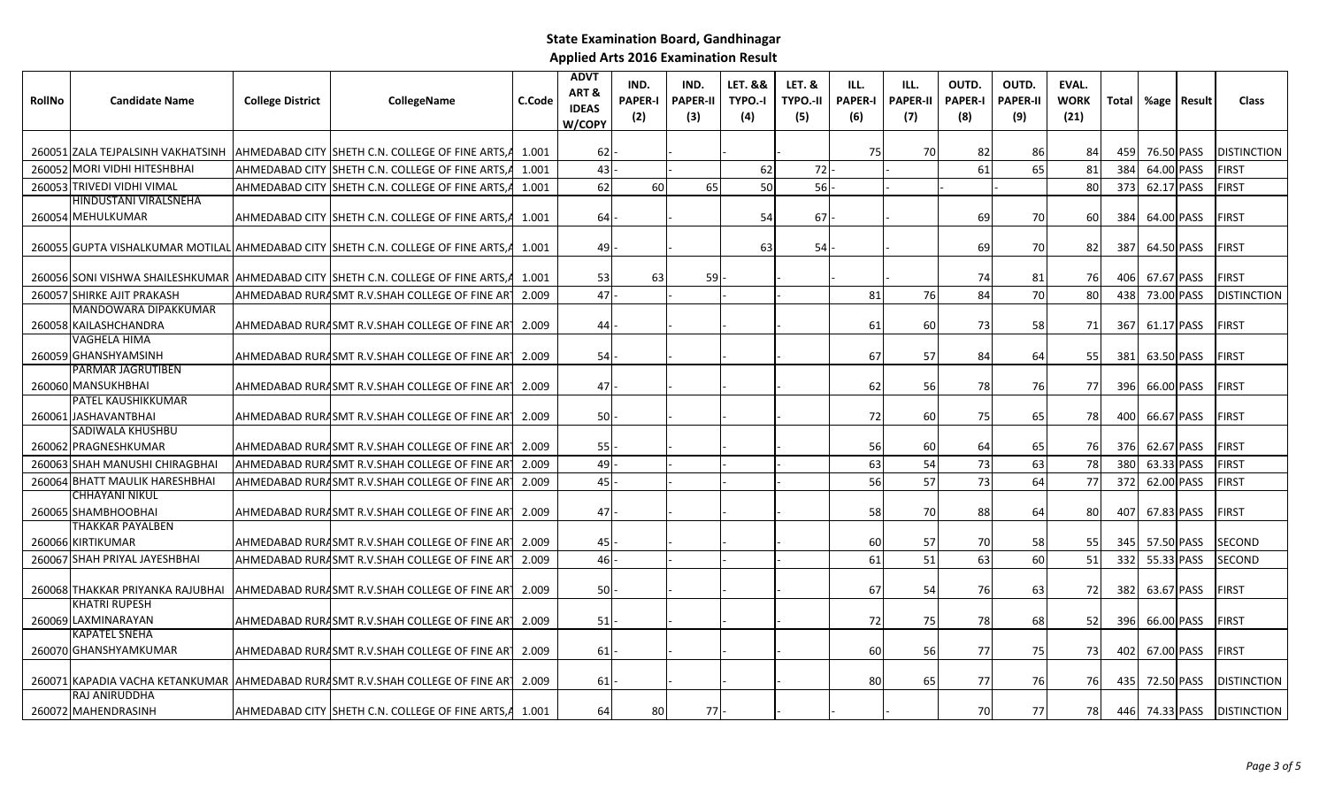# State Examination Board, Gandhinagar

## Applied Arts 2016 Examination Result

| RollNo | Candidate Name | College District | CollegeName | C.Code | ADVT ART & IDEAS W/COPY | IND. PAPER-I (2) | IND. PAPER-II (3) | LET. && TYPO.-I (4) | LET. & TYPO.-II (5) | ILL. PAPER-I (6) | ILL. PAPER-II (7) | OUTD. PAPER-I (8) | OUTD. PAPER-II (9) | EVAL. WORK (21) | Total | %age | Result | Class |
|---|---|---|---|---|---|---|---|---|---|---|---|---|---|---|---|---|---|---|
| 260051 | ZALA TEJPALSINH VAKHATSINH | AHMEDABAD CITY | SHETH C.N. COLLEGE OF FINE ARTS,A | 1.001 | 62 | - | - | - | - | 75 | 70 | 82 | 86 | 84 | 459 | 76.50 | PASS | DISTINCTION |
| 260052 | MORI VIDHI HITESHBHAI | AHMEDABAD CITY | SHETH C.N. COLLEGE OF FINE ARTS,A | 1.001 | 43 | - | - | 62 | 72 | - | - | 61 | 65 | 81 | 384 | 64.00 | PASS | FIRST |
| 260053 | TRIVEDI VIDHI VIMAL | AHMEDABAD CITY | SHETH C.N. COLLEGE OF FINE ARTS,A | 1.001 | 62 | 60 | 65 | 50 | 56 | - | - | - | - | 80 | 373 | 62.17 | PASS | FIRST |
| 260054 | HINDUSTANI VIRALSNEHA MEHULKUMAR | AHMEDABAD CITY | SHETH C.N. COLLEGE OF FINE ARTS,A | 1.001 | 64 | - | - | 54 | 67 | - | - | 69 | 70 | 60 | 384 | 64.00 | PASS | FIRST |
| 260055 | GUPTA VISHALKUMAR MOTILAL | AHMEDABAD CITY | SHETH C.N. COLLEGE OF FINE ARTS,A | 1.001 | 49 | - | - | 63 | 54 | - | - | 69 | 70 | 82 | 387 | 64.50 | PASS | FIRST |
| 260056 | SONI VISHWA SHAILESHKUMAR | AHMEDABAD CITY | SHETH C.N. COLLEGE OF FINE ARTS,A | 1.001 | 53 | 63 | 59 | - | - | - | - | 74 | 81 | 76 | 406 | 67.67 | PASS | FIRST |
| 260057 | SHIRKE AJIT PRAKASH | AHMEDABAD RURA | SMT R.V.SHAH COLLEGE OF FINE ART | 2.009 | 47 | - | - | - | - | 81 | 76 | 84 | 70 | 80 | 438 | 73.00 | PASS | DISTINCTION |
| 260058 | MANDOWARA DIPAKKUMAR KAILASHCHANDRA | AHMEDABAD RURA | SMT R.V.SHAH COLLEGE OF FINE ART | 2.009 | 44 | - | - | - | - | 61 | 60 | 73 | 58 | 71 | 367 | 61.17 | PASS | FIRST |
| 260059 | VAGHELA HIMA GHANSHYAMSINH | AHMEDABAD RURA | SMT R.V.SHAH COLLEGE OF FINE ART | 2.009 | 54 | - | - | - | - | 67 | 57 | 84 | 64 | 55 | 381 | 63.50 | PASS | FIRST |
| 260060 | PARMAR JAGRUTIBEN MANSUKHBHAI | AHMEDABAD RURA | SMT R.V.SHAH COLLEGE OF FINE ART | 2.009 | 47 | - | - | - | - | 62 | 56 | 78 | 76 | 77 | 396 | 66.00 | PASS | FIRST |
| 260061 | PATEL KAUSHIKKUMAR JASHAVANTBHAI | AHMEDABAD RURA | SMT R.V.SHAH COLLEGE OF FINE ART | 2.009 | 50 | - | - | - | - | 72 | 60 | 75 | 65 | 78 | 400 | 66.67 | PASS | FIRST |
| 260062 | SADIWALA KHUSHBU PRAGNESHKUMAR | AHMEDABAD RURA | SMT R.V.SHAH COLLEGE OF FINE ART | 2.009 | 55 | - | - | - | - | 56 | 60 | 64 | 65 | 76 | 376 | 62.67 | PASS | FIRST |
| 260063 | SHAH MANUSHI CHIRAGBHAI | AHMEDABAD RURA | SMT R.V.SHAH COLLEGE OF FINE ART | 2.009 | 49 | - | - | - | - | 63 | 54 | 73 | 63 | 78 | 380 | 63.33 | PASS | FIRST |
| 260064 | BHATT MAULIK HARESHBHAI | AHMEDABAD RURA | SMT R.V.SHAH COLLEGE OF FINE ART | 2.009 | 45 | - | - | - | - | 56 | 57 | 73 | 64 | 77 | 372 | 62.00 | PASS | FIRST |
| 260065 | CHHAYANI NIKUL SHAMBHOOBHAI | AHMEDABAD RURA | SMT R.V.SHAH COLLEGE OF FINE ART | 2.009 | 47 | - | - | - | - | 58 | 70 | 88 | 64 | 80 | 407 | 67.83 | PASS | FIRST |
| 260066 | THAKKAR PAYALBEN KIRTIKUMAR | AHMEDABAD RURA | SMT R.V.SHAH COLLEGE OF FINE ART | 2.009 | 45 | - | - | - | - | 60 | 57 | 70 | 58 | 55 | 345 | 57.50 | PASS | SECOND |
| 260067 | SHAH PRIYAL JAYESHBHAI | AHMEDABAD RURA | SMT R.V.SHAH COLLEGE OF FINE ART | 2.009 | 46 | - | - | - | - | 61 | 51 | 63 | 60 | 51 | 332 | 55.33 | PASS | SECOND |
| 260068 | THAKKAR PRIYANKA RAJUBHAI | AHMEDABAD RURA | SMT R.V.SHAH COLLEGE OF FINE ART | 2.009 | 50 | - | - | - | - | 67 | 54 | 76 | 63 | 72 | 382 | 63.67 | PASS | FIRST |
| 260069 | KHATRI RUPESH LAXMINARAYAN | AHMEDABAD RURA | SMT R.V.SHAH COLLEGE OF FINE ART | 2.009 | 51 | - | - | - | - | 72 | 75 | 78 | 68 | 52 | 396 | 66.00 | PASS | FIRST |
| 260070 | KAPATEL SNEHA GHANSHYAMKUMAR | AHMEDABAD RURA | SMT R.V.SHAH COLLEGE OF FINE ART | 2.009 | 61 | - | - | - | - | 60 | 56 | 77 | 75 | 73 | 402 | 67.00 | PASS | FIRST |
| 260071 | KAPADIA VACHA KETANKUMAR | AHMEDABAD RURA | SMT R.V.SHAH COLLEGE OF FINE ART | 2.009 | 61 | - | - | - | - | 80 | 65 | 77 | 76 | 76 | 435 | 72.50 | PASS | DISTINCTION |
| 260072 | RAJ ANIRUDDHA MAHENDRASINH | AHMEDABAD CITY | SHETH C.N. COLLEGE OF FINE ARTS,A | 1.001 | 64 | 80 | 77 | - | - | - | - | 70 | 77 | 78 | 446 | 74.33 | PASS | DISTINCTION |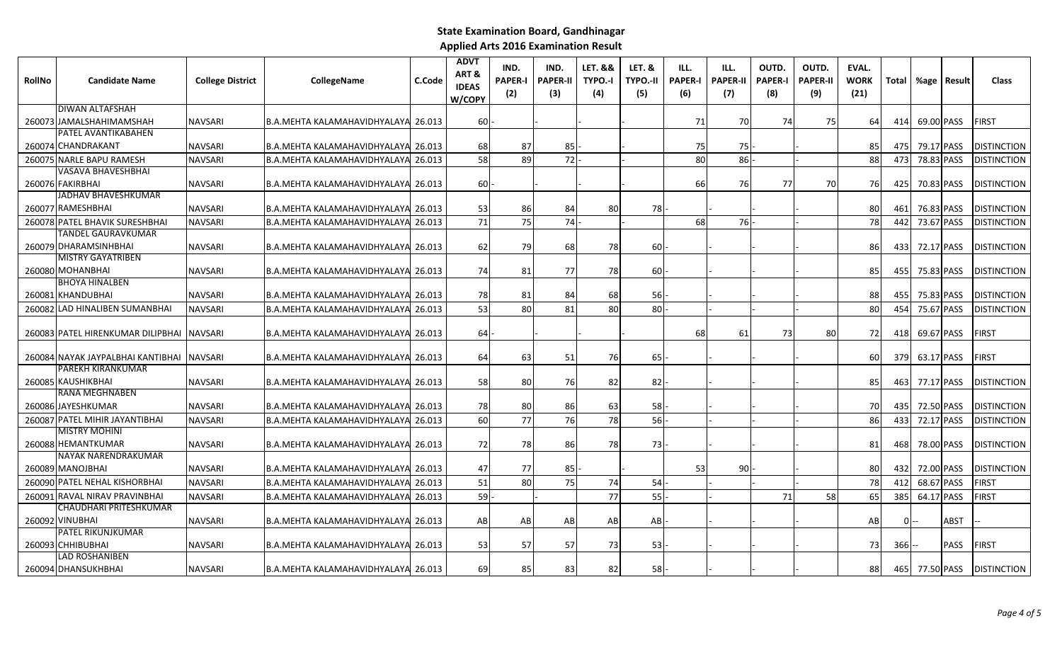## State Examination Board, Gandhinagar

### Applied Arts 2016 Examination Result

| RollNo | Candidate Name | College District | CollegeName | C.Code | ADVT ART & IDEAS W/COPY | IND. PAPER-I (2) | IND. PAPER-II (3) | LET. && TYPO.-I (4) | LET. & TYPO.-II (5) | ILL. PAPER-I (6) | ILL. PAPER-II (7) | OUTD. PAPER-I (8) | OUTD. PAPER-II (9) | EVAL. WORK (21) | Total | %age | Result | Class |
|---|---|---|---|---|---|---|---|---|---|---|---|---|---|---|---|---|---|---|
| 260073 | DIWAN ALTAFSHAH JAMALSHAHIMAMSHAH | NAVSARI | B.A.MEHTA KALAMAHAVIDHYALAYA | 26.013 | 60 | - | - | - | - | 71 | 70 | 74 | 75 | 64 | 414 | 69.00 | PASS | FIRST |
| 260074 | PATEL AVANTIKABAHEN CHANDRAKANT | NAVSARI | B.A.MEHTA KALAMAHAVIDHYALAYA | 26.013 | 68 | 87 | 85 | - | - | 75 | 75 | - | - | 85 | 475 | 79.17 | PASS | DISTINCTION |
| 260075 | NARLE BAPU RAMESH | NAVSARI | B.A.MEHTA KALAMAHAVIDHYALAYA | 26.013 | 58 | 89 | 72 | - | - | 80 | 86 | - | - | 88 | 473 | 78.83 | PASS | DISTINCTION |
| 260076 | VASAVA BHAVESHBHAI FAKIRBHAI | NAVSARI | B.A.MEHTA KALAMAHAVIDHYALAYA | 26.013 | 60 | - | - | - | - | 66 | 76 | 77 | 70 | 76 | 425 | 70.83 | PASS | DISTINCTION |
| 260077 | JADHAV BHAVESHKUMAR RAMESHBHAI | NAVSARI | B.A.MEHTA KALAMAHAVIDHYALAYA | 26.013 | 53 | 86 | 84 | 80 | 78 | - | - | - | - | 80 | 461 | 76.83 | PASS | DISTINCTION |
| 260078 | PATEL BHAVIK SURESHBHAI | NAVSARI | B.A.MEHTA KALAMAHAVIDHYALAYA | 26.013 | 71 | 75 | 74 | - | - | 68 | 76 | - | - | 78 | 442 | 73.67 | PASS | DISTINCTION |
| 260079 | TANDEL GAURAVKUMAR DHARAMSINHBHAI | NAVSARI | B.A.MEHTA KALAMAHAVIDHYALAYA | 26.013 | 62 | 79 | 68 | 78 | 60 | - | - | - | - | 86 | 433 | 72.17 | PASS | DISTINCTION |
| 260080 | MISTRY GAYATRIBEN MOHANBHAI | NAVSARI | B.A.MEHTA KALAMAHAVIDHYALAYA | 26.013 | 74 | 81 | 77 | 78 | 60 | - | - | - | - | 85 | 455 | 75.83 | PASS | DISTINCTION |
| 260081 | BHOYA HINALBEN KHANDUBHAI | NAVSARI | B.A.MEHTA KALAMAHAVIDHYALAYA | 26.013 | 78 | 81 | 84 | 68 | 56 | - | - | - | - | 88 | 455 | 75.83 | PASS | DISTINCTION |
| 260082 | LAD HINALIBEN SUMANBHAI | NAVSARI | B.A.MEHTA KALAMAHAVIDHYALAYA | 26.013 | 53 | 80 | 81 | 80 | 80 | - | - | - | - | 80 | 454 | 75.67 | PASS | DISTINCTION |
| 260083 | PATEL HIRENKUMAR DILIPBHAI | NAVSARI | B.A.MEHTA KALAMAHAVIDHYALAYA | 26.013 | 64 | - | - | - | - | 68 | 61 | 73 | 80 | 72 | 418 | 69.67 | PASS | FIRST |
| 260084 | NAYAK JAYPALBHAI KANTIBHAI | NAVSARI | B.A.MEHTA KALAMAHAVIDHYALAYA | 26.013 | 64 | 63 | 51 | 76 | 65 | - | - | - | - | 60 | 379 | 63.17 | PASS | FIRST |
| 260085 | PAREKH KIRANKUMAR KAUSHIKBHAI | NAVSARI | B.A.MEHTA KALAMAHAVIDHYALAYA | 26.013 | 58 | 80 | 76 | 82 | 82 | - | - | - | - | 85 | 463 | 77.17 | PASS | DISTINCTION |
| 260086 | RANA MEGHNABEN JAYESHKUMAR | NAVSARI | B.A.MEHTA KALAMAHAVIDHYALAYA | 26.013 | 78 | 80 | 86 | 63 | 58 | - | - | - | - | 70 | 435 | 72.50 | PASS | DISTINCTION |
| 260087 | PATEL MIHIR JAYANTIBHAI | NAVSARI | B.A.MEHTA KALAMAHAVIDHYALAYA | 26.013 | 60 | 77 | 76 | 78 | 56 | - | - | - | - | 86 | 433 | 72.17 | PASS | DISTINCTION |
| 260088 | MISTRY MOHINI HEMANTKUMAR | NAVSARI | B.A.MEHTA KALAMAHAVIDHYALAYA | 26.013 | 72 | 78 | 86 | 78 | 73 | - | - | - | - | 81 | 468 | 78.00 | PASS | DISTINCTION |
| 260089 | NAYAK NARENDRAKUMAR MANOJBHAI | NAVSARI | B.A.MEHTA KALAMAHAVIDHYALAYA | 26.013 | 47 | 77 | 85 | - | - | 53 | 90 | - | - | 80 | 432 | 72.00 | PASS | DISTINCTION |
| 260090 | PATEL NEHAL KISHORBHAI | NAVSARI | B.A.MEHTA KALAMAHAVIDHYALAYA | 26.013 | 51 | 80 | 75 | 74 | 54 | - | - | - | - | 78 | 412 | 68.67 | PASS | FIRST |
| 260091 | RAVAL NIRAV PRAVINBHAI | NAVSARI | B.A.MEHTA KALAMAHAVIDHYALAYA | 26.013 | 59 | - | - | 77 | 55 | - | - | 71 | 58 | 65 | 385 | 64.17 | PASS | FIRST |
| 260092 | CHAUDHARI PRITESHKUMAR VINUBHAI | NAVSARI | B.A.MEHTA KALAMAHAVIDHYALAYA | 26.013 | AB | AB | AB | AB | AB | - | - | - | - | AB | 0 | -- | ABST | -- |
| 260093 | PATEL RIKUNJKUMAR CHHIBUBHAI | NAVSARI | B.A.MEHTA KALAMAHAVIDHYALAYA | 26.013 | 53 | 57 | 57 | 73 | 53 | - | - | - | - | 73 | 366 | -- | PASS | FIRST |
| 260094 | LAD ROSHANIBEN DHANSUKHBHAI | NAVSARI | B.A.MEHTA KALAMAHAVIDHYALAYA | 26.013 | 69 | 85 | 83 | 82 | 58 | - | - | - | - | 88 | 465 | 77.50 | PASS | DISTINCTION |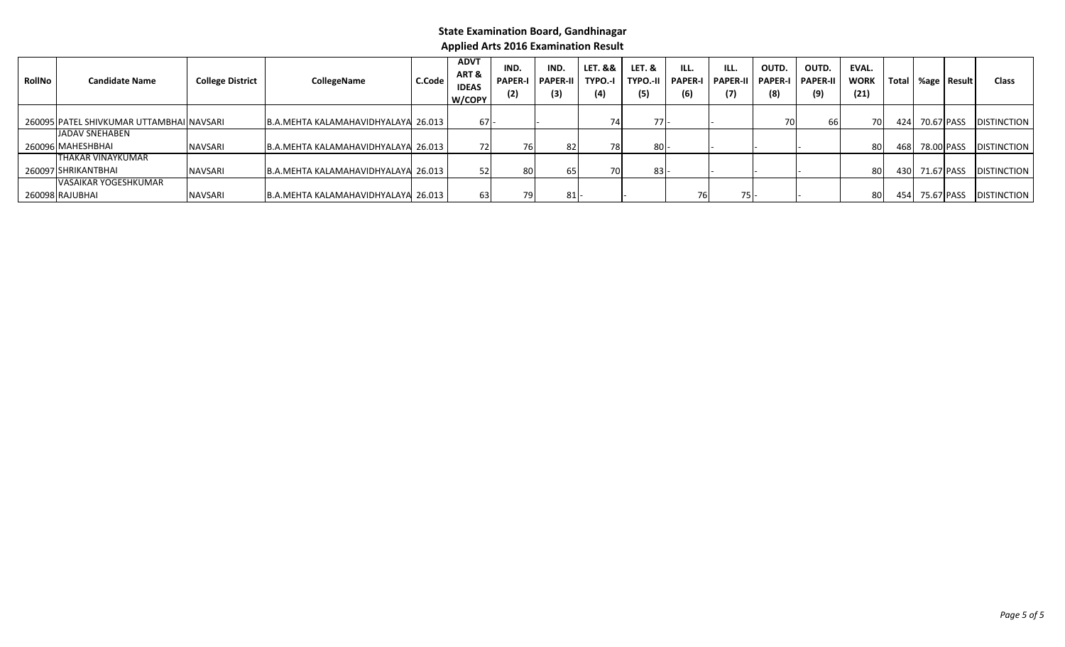## State Examination Board, Gandhinagar
### Applied Arts 2016 Examination Result

| RollNo | Candidate Name | College District | CollegeName | C.Code | ADVT ART & IDEAS W/COPY | IND. PAPER-I (2) | IND. PAPER-II (3) | LET. && TYPO.-I (4) | LET. & TYPO.-II (5) | ILL. PAPER-I (6) | ILL. PAPER-II (7) | OUTD. PAPER-I (8) | OUTD. PAPER-II (9) | EVAL. WORK (21) | Total | %age | Result | Class |
|---|---|---|---|---|---|---|---|---|---|---|---|---|---|---|---|---|---|---|
| 260095 | PATEL SHIVKUMAR UTTAMBHAI | NAVSARI | B.A.MEHTA KALAMAHAVIDHYALAYA | 26.013 | 67 | - | - | 74 | 77 | - | - | 70 | 66 | 70 | 424 | 70.67 | PASS | DISTINCTION |
| 260096 | JADAV SNEHABEN MAHESHBHAI | NAVSARI | B.A.MEHTA KALAMAHAVIDHYALAYA | 26.013 | 72 | 76 | 82 | 78 | 80 | - | - | - | - | 80 | 468 | 78.00 | PASS | DISTINCTION |
| 260097 | THAKAR VINAYKUMAR SHRIKANTBHAI | NAVSARI | B.A.MEHTA KALAMAHAVIDHYALAYA | 26.013 | 52 | 80 | 65 | 70 | 83 | - | - | - | - | 80 | 430 | 71.67 | PASS | DISTINCTION |
| 260098 | VASAIKAR YOGESHKUMAR RAJUBHAI | NAVSARI | B.A.MEHTA KALAMAHAVIDHYALAYA | 26.013 | 63 | 79 | 81 | - | - | 76 | 75 | - | - | 80 | 454 | 75.67 | PASS | DISTINCTION |